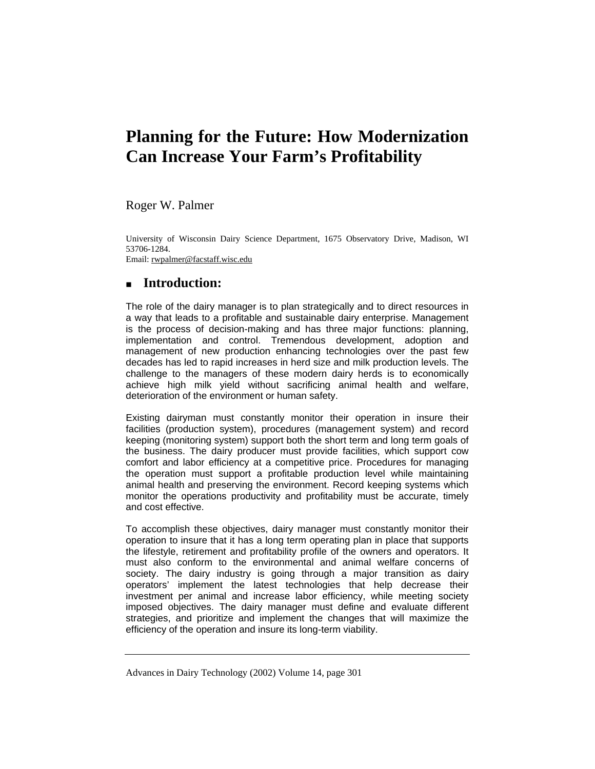# Planning for the Future: How Modernization Can Increase Your Farm's Profitability

Roger W. Palmer

University of Wisconsin Dairy Science Department, 1675 Observatory Drive, Madison, WI 53706-1284.
Email: rwpalmer@facstaff.wisc.edu

## Introduction:

The role of the dairy manager is to plan strategically and to direct resources in a way that leads to a profitable and sustainable dairy enterprise. Management is the process of decision-making and has three major functions: planning, implementation and control. Tremendous development, adoption and management of new production enhancing technologies over the past few decades has led to rapid increases in herd size and milk production levels. The challenge to the managers of these modern dairy herds is to economically achieve high milk yield without sacrificing animal health and welfare, deterioration of the environment or human safety.

Existing dairyman must constantly monitor their operation in insure their facilities (production system), procedures (management system) and record keeping (monitoring system) support both the short term and long term goals of the business. The dairy producer must provide facilities, which support cow comfort and labor efficiency at a competitive price. Procedures for managing the operation must support a profitable production level while maintaining animal health and preserving the environment. Record keeping systems which monitor the operations productivity and profitability must be accurate, timely and cost effective.

To accomplish these objectives, dairy manager must constantly monitor their operation to insure that it has a long term operating plan in place that supports the lifestyle, retirement and profitability profile of the owners and operators. It must also conform to the environmental and animal welfare concerns of society. The dairy industry is going through a major transition as dairy operators' implement the latest technologies that help decrease their investment per animal and increase labor efficiency, while meeting society imposed objectives. The dairy manager must define and evaluate different strategies, and prioritize and implement the changes that will maximize the efficiency of the operation and insure its long-term viability.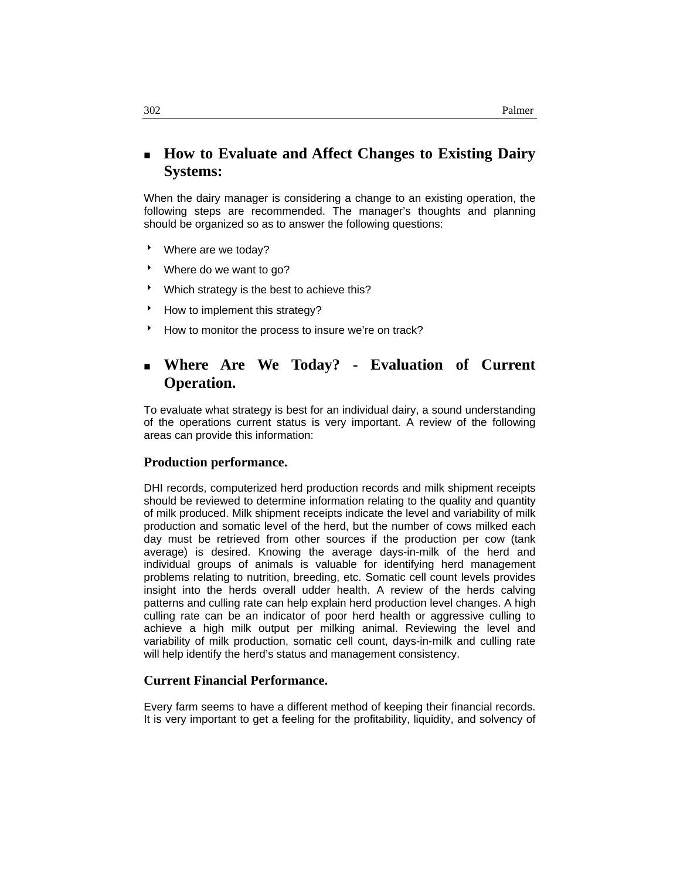## How to Evaluate and Affect Changes to Existing Dairy Systems:

When the dairy manager is considering a change to an existing operation, the following steps are recommended. The manager's thoughts and planning should be organized so as to answer the following questions:

- Where are we today?
- Where do we want to go?
- Which strategy is the best to achieve this?
- How to implement this strategy?
- How to monitor the process to insure we're on track?

## Where Are We Today? - Evaluation of Current Operation.

To evaluate what strategy is best for an individual dairy, a sound understanding of the operations current status is very important. A review of the following areas can provide this information:

### Production performance.

DHI records, computerized herd production records and milk shipment receipts should be reviewed to determine information relating to the quality and quantity of milk produced. Milk shipment receipts indicate the level and variability of milk production and somatic level of the herd, but the number of cows milked each day must be retrieved from other sources if the production per cow (tank average) is desired. Knowing the average days-in-milk of the herd and individual groups of animals is valuable for identifying herd management problems relating to nutrition, breeding, etc. Somatic cell count levels provides insight into the herds overall udder health. A review of the herds calving patterns and culling rate can help explain herd production level changes. A high culling rate can be an indicator of poor herd health or aggressive culling to achieve a high milk output per milking animal. Reviewing the level and variability of milk production, somatic cell count, days-in-milk and culling rate will help identify the herd's status and management consistency.

### Current Financial Performance.

Every farm seems to have a different method of keeping their financial records. It is very important to get a feeling for the profitability, liquidity, and solvency of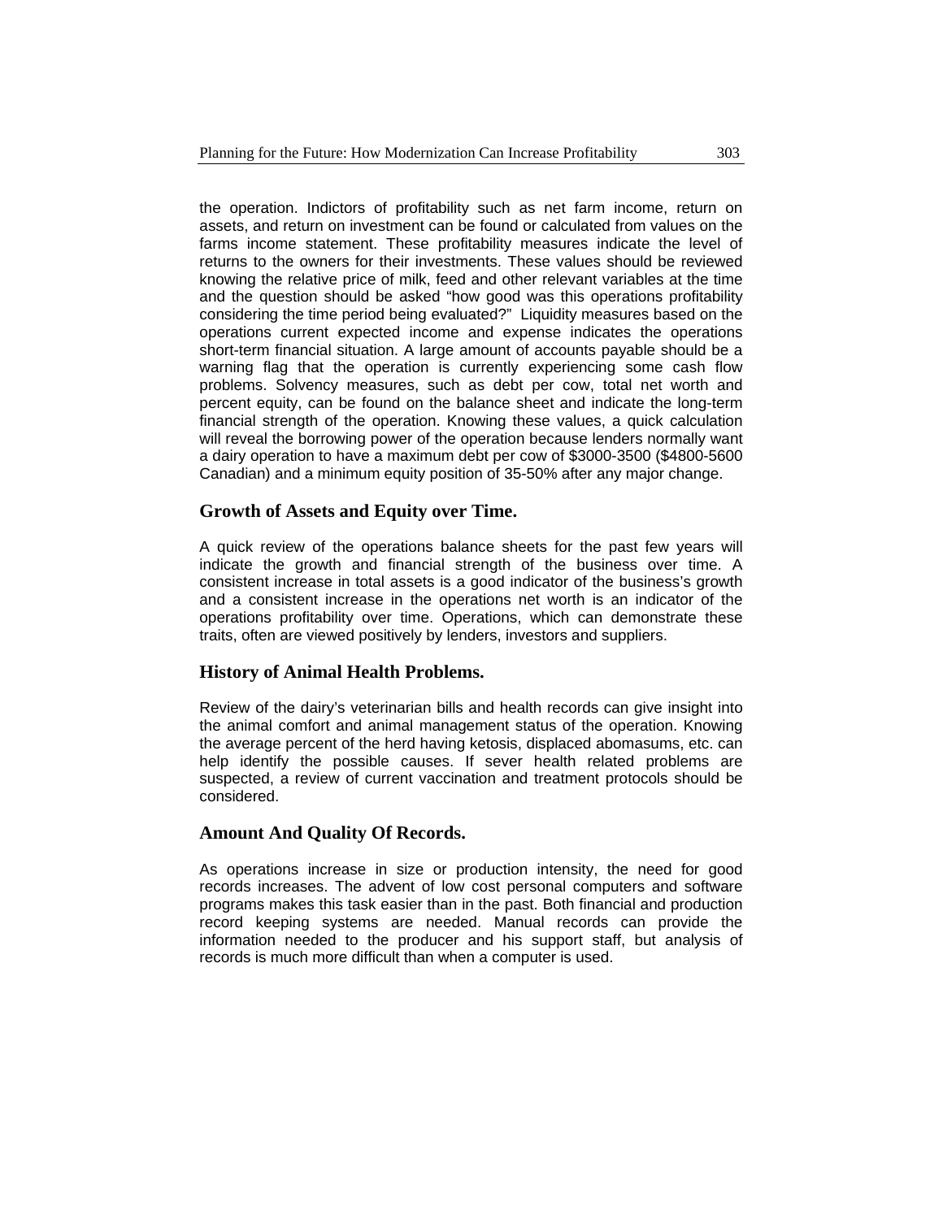the operation. Indictors of profitability such as net farm income, return on assets, and return on investment can be found or calculated from values on the farms income statement. These profitability measures indicate the level of returns to the owners for their investments. These values should be reviewed knowing the relative price of milk, feed and other relevant variables at the time and the question should be asked "how good was this operations profitability considering the time period being evaluated?" Liquidity measures based on the operations current expected income and expense indicates the operations short-term financial situation. A large amount of accounts payable should be a warning flag that the operation is currently experiencing some cash flow problems. Solvency measures, such as debt per cow, total net worth and percent equity, can be found on the balance sheet and indicate the long-term financial strength of the operation. Knowing these values, a quick calculation will reveal the borrowing power of the operation because lenders normally want a dairy operation to have a maximum debt per cow of $3000-3500 ($4800-5600 Canadian) and a minimum equity position of 35-50% after any major change.

## Growth of Assets and Equity over Time.

A quick review of the operations balance sheets for the past few years will indicate the growth and financial strength of the business over time. A consistent increase in total assets is a good indicator of the business's growth and a consistent increase in the operations net worth is an indicator of the operations profitability over time. Operations, which can demonstrate these traits, often are viewed positively by lenders, investors and suppliers.

## History of Animal Health Problems.

Review of the dairy's veterinarian bills and health records can give insight into the animal comfort and animal management status of the operation. Knowing the average percent of the herd having ketosis, displaced abomasums, etc. can help identify the possible causes. If sever health related problems are suspected, a review of current vaccination and treatment protocols should be considered.

## Amount And Quality Of Records.

As operations increase in size or production intensity, the need for good records increases. The advent of low cost personal computers and software programs makes this task easier than in the past. Both financial and production record keeping systems are needed. Manual records can provide the information needed to the producer and his support staff, but analysis of records is much more difficult than when a computer is used.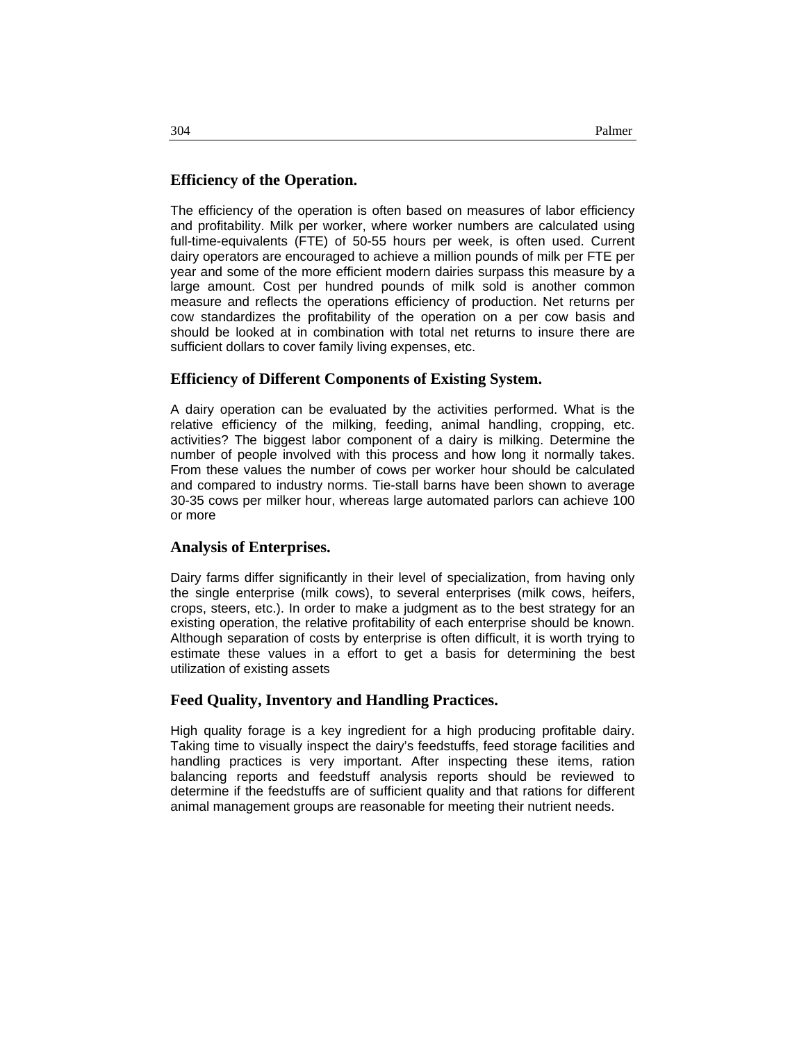## Efficiency of the Operation.

The efficiency of the operation is often based on measures of labor efficiency and profitability. Milk per worker, where worker numbers are calculated using full-time-equivalents (FTE) of 50-55 hours per week, is often used. Current dairy operators are encouraged to achieve a million pounds of milk per FTE per year and some of the more efficient modern dairies surpass this measure by a large amount. Cost per hundred pounds of milk sold is another common measure and reflects the operations efficiency of production. Net returns per cow standardizes the profitability of the operation on a per cow basis and should be looked at in combination with total net returns to insure there are sufficient dollars to cover family living expenses, etc.

## Efficiency of Different Components of Existing System.

A dairy operation can be evaluated by the activities performed. What is the relative efficiency of the milking, feeding, animal handling, cropping, etc. activities? The biggest labor component of a dairy is milking. Determine the number of people involved with this process and how long it normally takes. From these values the number of cows per worker hour should be calculated and compared to industry norms. Tie-stall barns have been shown to average 30-35 cows per milker hour, whereas large automated parlors can achieve 100 or more

## Analysis of Enterprises.

Dairy farms differ significantly in their level of specialization, from having only the single enterprise (milk cows), to several enterprises (milk cows, heifers, crops, steers, etc.). In order to make a judgment as to the best strategy for an existing operation, the relative profitability of each enterprise should be known. Although separation of costs by enterprise is often difficult, it is worth trying to estimate these values in a effort to get a basis for determining the best utilization of existing assets

## Feed Quality, Inventory and Handling Practices.

High quality forage is a key ingredient for a high producing profitable dairy. Taking time to visually inspect the dairy's feedstuffs, feed storage facilities and handling practices is very important. After inspecting these items, ration balancing reports and feedstuff analysis reports should be reviewed to determine if the feedstuffs are of sufficient quality and that rations for different animal management groups are reasonable for meeting their nutrient needs.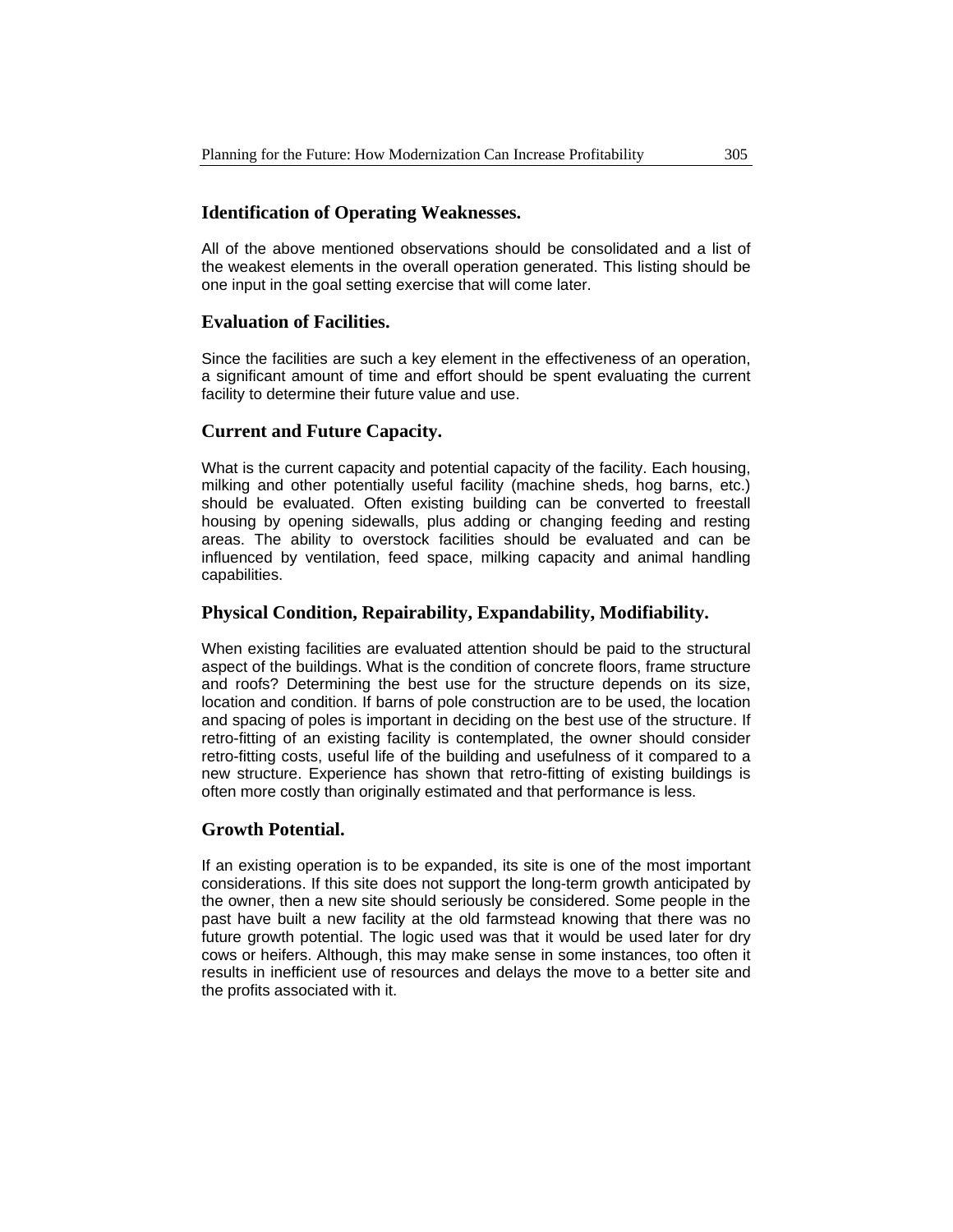### Identification of Operating Weaknesses.

All of the above mentioned observations should be consolidated and a list of the weakest elements in the overall operation generated. This listing should be one input in the goal setting exercise that will come later.

### Evaluation of Facilities.

Since the facilities are such a key element in the effectiveness of an operation, a significant amount of time and effort should be spent evaluating the current facility to determine their future value and use.

### Current and Future Capacity.

What is the current capacity and potential capacity of the facility. Each housing, milking and other potentially useful facility (machine sheds, hog barns, etc.) should be evaluated. Often existing building can be converted to freestall housing by opening sidewalls, plus adding or changing feeding and resting areas. The ability to overstock facilities should be evaluated and can be influenced by ventilation, feed space, milking capacity and animal handling capabilities.

### Physical Condition, Repairability, Expandability, Modifiability.

When existing facilities are evaluated attention should be paid to the structural aspect of the buildings. What is the condition of concrete floors, frame structure and roofs? Determining the best use for the structure depends on its size, location and condition. If barns of pole construction are to be used, the location and spacing of poles is important in deciding on the best use of the structure. If retro-fitting of an existing facility is contemplated, the owner should consider retro-fitting costs, useful life of the building and usefulness of it compared to a new structure. Experience has shown that retro-fitting of existing buildings is often more costly than originally estimated and that performance is less.

### Growth Potential.

If an existing operation is to be expanded, its site is one of the most important considerations. If this site does not support the long-term growth anticipated by the owner, then a new site should seriously be considered. Some people in the past have built a new facility at the old farmstead knowing that there was no future growth potential. The logic used was that it would be used later for dry cows or heifers. Although, this may make sense in some instances, too often it results in inefficient use of resources and delays the move to a better site and the profits associated with it.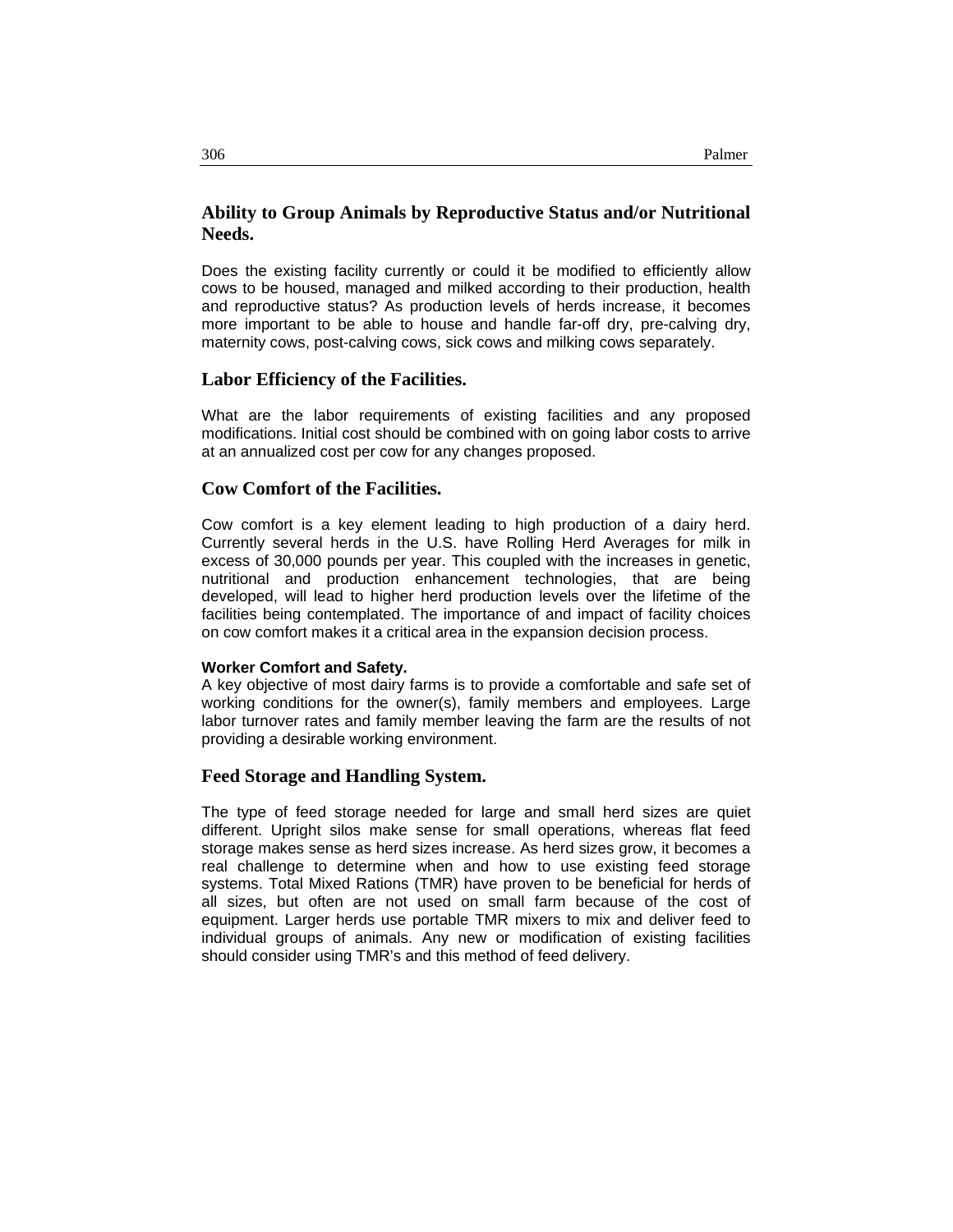## Ability to Group Animals by Reproductive Status and/or Nutritional Needs.

Does the existing facility currently or could it be modified to efficiently allow cows to be housed, managed and milked according to their production, health and reproductive status? As production levels of herds increase, it becomes more important to be able to house and handle far-off dry, pre-calving dry, maternity cows, post-calving cows, sick cows and milking cows separately.

## Labor Efficiency of the Facilities.

What are the labor requirements of existing facilities and any proposed modifications. Initial cost should be combined with on going labor costs to arrive at an annualized cost per cow for any changes proposed.

## Cow Comfort of the Facilities.

Cow comfort is a key element leading to high production of a dairy herd. Currently several herds in the U.S. have Rolling Herd Averages for milk in excess of 30,000 pounds per year. This coupled with the increases in genetic, nutritional and production enhancement technologies, that are being developed, will lead to higher herd production levels over the lifetime of the facilities being contemplated. The importance of and impact of facility choices on cow comfort makes it a critical area in the expansion decision process.

**Worker Comfort and Safety.**
A key objective of most dairy farms is to provide a comfortable and safe set of working conditions for the owner(s), family members and employees. Large labor turnover rates and family member leaving the farm are the results of not providing a desirable working environment.

## Feed Storage and Handling System.

The type of feed storage needed for large and small herd sizes are quiet different. Upright silos make sense for small operations, whereas flat feed storage makes sense as herd sizes increase. As herd sizes grow, it becomes a real challenge to determine when and how to use existing feed storage systems. Total Mixed Rations (TMR) have proven to be beneficial for herds of all sizes, but often are not used on small farm because of the cost of equipment. Larger herds use portable TMR mixers to mix and deliver feed to individual groups of animals. Any new or modification of existing facilities should consider using TMR's and this method of feed delivery.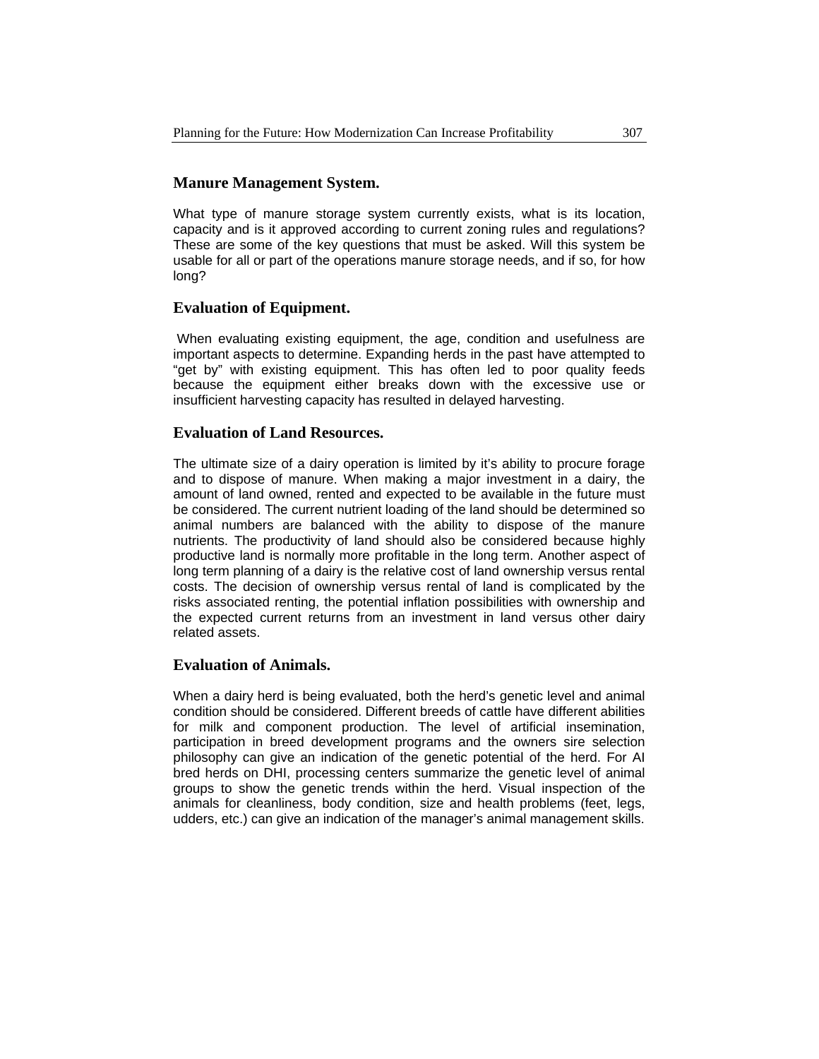## Manure Management System.

What type of manure storage system currently exists, what is its location, capacity and is it approved according to current zoning rules and regulations? These are some of the key questions that must be asked. Will this system be usable for all or part of the operations manure storage needs, and if so, for how long?

## Evaluation of Equipment.

When evaluating existing equipment, the age, condition and usefulness are important aspects to determine. Expanding herds in the past have attempted to "get by" with existing equipment. This has often led to poor quality feeds because the equipment either breaks down with the excessive use or insufficient harvesting capacity has resulted in delayed harvesting.

## Evaluation of Land Resources.

The ultimate size of a dairy operation is limited by it's ability to procure forage and to dispose of manure. When making a major investment in a dairy, the amount of land owned, rented and expected to be available in the future must be considered. The current nutrient loading of the land should be determined so animal numbers are balanced with the ability to dispose of the manure nutrients. The productivity of land should also be considered because highly productive land is normally more profitable in the long term. Another aspect of long term planning of a dairy is the relative cost of land ownership versus rental costs. The decision of ownership versus rental of land is complicated by the risks associated renting, the potential inflation possibilities with ownership and the expected current returns from an investment in land versus other dairy related assets.

## Evaluation of Animals.

When a dairy herd is being evaluated, both the herd's genetic level and animal condition should be considered. Different breeds of cattle have different abilities for milk and component production. The level of artificial insemination, participation in breed development programs and the owners sire selection philosophy can give an indication of the genetic potential of the herd. For AI bred herds on DHI, processing centers summarize the genetic level of animal groups to show the genetic trends within the herd. Visual inspection of the animals for cleanliness, body condition, size and health problems (feet, legs, udders, etc.) can give an indication of the manager's animal management skills.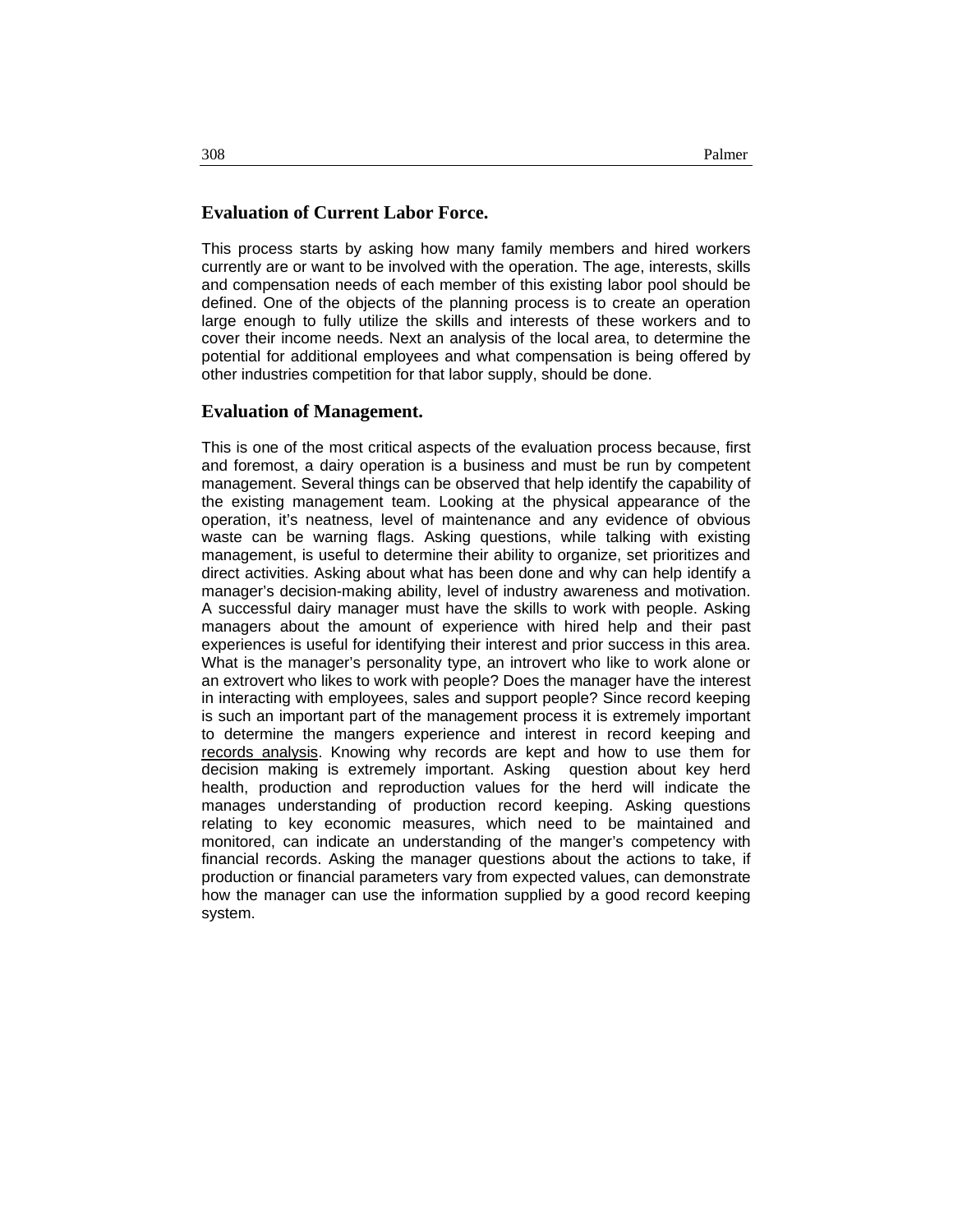## Evaluation of Current Labor Force.

This process starts by asking how many family members and hired workers currently are or want to be involved with the operation. The age, interests, skills and compensation needs of each member of this existing labor pool should be defined. One of the objects of the planning process is to create an operation large enough to fully utilize the skills and interests of these workers and to cover their income needs. Next an analysis of the local area, to determine the potential for additional employees and what compensation is being offered by other industries competition for that labor supply, should be done.

## Evaluation of Management.

This is one of the most critical aspects of the evaluation process because, first and foremost, a dairy operation is a business and must be run by competent management. Several things can be observed that help identify the capability of the existing management team. Looking at the physical appearance of the operation, it's neatness, level of maintenance and any evidence of obvious waste can be warning flags. Asking questions, while talking with existing management, is useful to determine their ability to organize, set prioritizes and direct activities. Asking about what has been done and why can help identify a manager's decision-making ability, level of industry awareness and motivation. A successful dairy manager must have the skills to work with people. Asking managers about the amount of experience with hired help and their past experiences is useful for identifying their interest and prior success in this area. What is the manager's personality type, an introvert who like to work alone or an extrovert who likes to work with people? Does the manager have the interest in interacting with employees, sales and support people? Since record keeping is such an important part of the management process it is extremely important to determine the mangers experience and interest in record keeping and records analysis. Knowing why records are kept and how to use them for decision making is extremely important. Asking question about key herd health, production and reproduction values for the herd will indicate the manages understanding of production record keeping. Asking questions relating to key economic measures, which need to be maintained and monitored, can indicate an understanding of the manger's competency with financial records. Asking the manager questions about the actions to take, if production or financial parameters vary from expected values, can demonstrate how the manager can use the information supplied by a good record keeping system.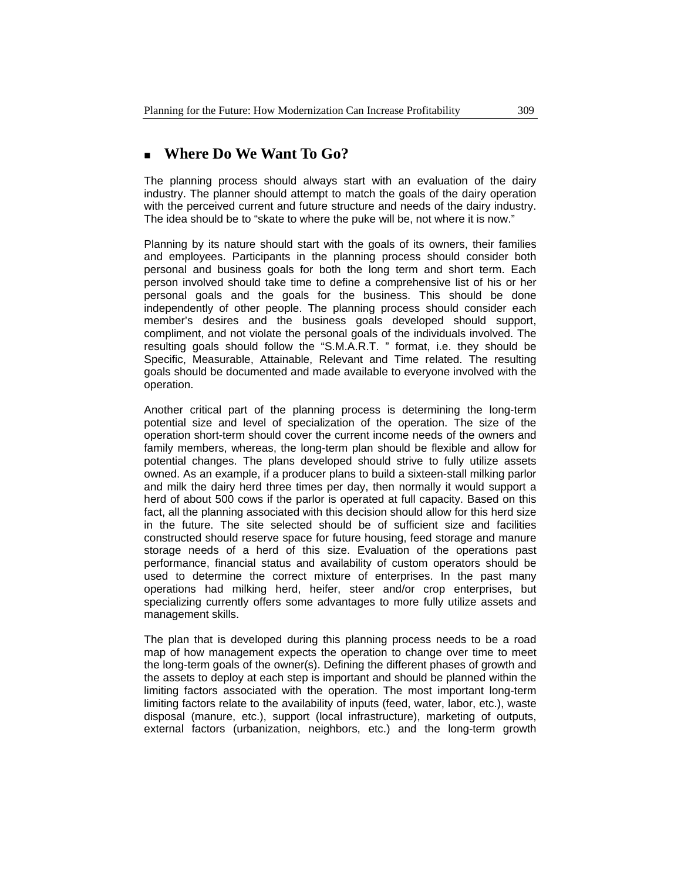## Where Do We Want To Go?

The planning process should always start with an evaluation of the dairy industry. The planner should attempt to match the goals of the dairy operation with the perceived current and future structure and needs of the dairy industry. The idea should be to "skate to where the puke will be, not where it is now."

Planning by its nature should start with the goals of its owners, their families and employees. Participants in the planning process should consider both personal and business goals for both the long term and short term. Each person involved should take time to define a comprehensive list of his or her personal goals and the goals for the business. This should be done independently of other people. The planning process should consider each member's desires and the business goals developed should support, compliment, and not violate the personal goals of the individuals involved. The resulting goals should follow the "S.M.A.R.T. " format, i.e. they should be Specific, Measurable, Attainable, Relevant and Time related. The resulting goals should be documented and made available to everyone involved with the operation.

Another critical part of the planning process is determining the long-term potential size and level of specialization of the operation. The size of the operation short-term should cover the current income needs of the owners and family members, whereas, the long-term plan should be flexible and allow for potential changes. The plans developed should strive to fully utilize assets owned. As an example, if a producer plans to build a sixteen-stall milking parlor and milk the dairy herd three times per day, then normally it would support a herd of about 500 cows if the parlor is operated at full capacity. Based on this fact, all the planning associated with this decision should allow for this herd size in the future. The site selected should be of sufficient size and facilities constructed should reserve space for future housing, feed storage and manure storage needs of a herd of this size. Evaluation of the operations past performance, financial status and availability of custom operators should be used to determine the correct mixture of enterprises. In the past many operations had milking herd, heifer, steer and/or crop enterprises, but specializing currently offers some advantages to more fully utilize assets and management skills.

The plan that is developed during this planning process needs to be a road map of how management expects the operation to change over time to meet the long-term goals of the owner(s). Defining the different phases of growth and the assets to deploy at each step is important and should be planned within the limiting factors associated with the operation. The most important long-term limiting factors relate to the availability of inputs (feed, water, labor, etc.), waste disposal (manure, etc.), support (local infrastructure), marketing of outputs, external factors (urbanization, neighbors, etc.) and the long-term growth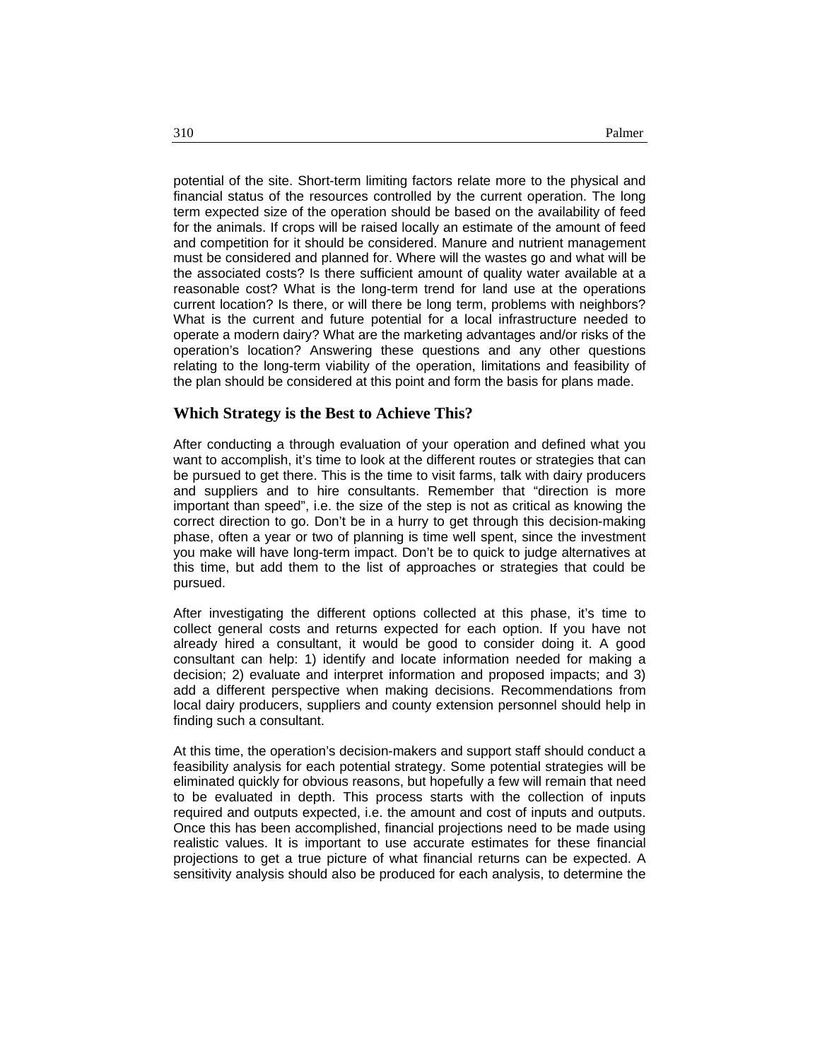potential of the site. Short-term limiting factors relate more to the physical and financial status of the resources controlled by the current operation. The long term expected size of the operation should be based on the availability of feed for the animals. If crops will be raised locally an estimate of the amount of feed and competition for it should be considered. Manure and nutrient management must be considered and planned for. Where will the wastes go and what will be the associated costs? Is there sufficient amount of quality water available at a reasonable cost? What is the long-term trend for land use at the operations current location? Is there, or will there be long term, problems with neighbors? What is the current and future potential for a local infrastructure needed to operate a modern dairy? What are the marketing advantages and/or risks of the operation's location? Answering these questions and any other questions relating to the long-term viability of the operation, limitations and feasibility of the plan should be considered at this point and form the basis for plans made.

## Which Strategy is the Best to Achieve This?

After conducting a through evaluation of your operation and defined what you want to accomplish, it's time to look at the different routes or strategies that can be pursued to get there. This is the time to visit farms, talk with dairy producers and suppliers and to hire consultants. Remember that "direction is more important than speed", i.e. the size of the step is not as critical as knowing the correct direction to go. Don't be in a hurry to get through this decision-making phase, often a year or two of planning is time well spent, since the investment you make will have long-term impact. Don't be to quick to judge alternatives at this time, but add them to the list of approaches or strategies that could be pursued.

After investigating the different options collected at this phase, it's time to collect general costs and returns expected for each option. If you have not already hired a consultant, it would be good to consider doing it. A good consultant can help: 1) identify and locate information needed for making a decision; 2) evaluate and interpret information and proposed impacts; and 3) add a different perspective when making decisions. Recommendations from local dairy producers, suppliers and county extension personnel should help in finding such a consultant.

At this time, the operation's decision-makers and support staff should conduct a feasibility analysis for each potential strategy. Some potential strategies will be eliminated quickly for obvious reasons, but hopefully a few will remain that need to be evaluated in depth. This process starts with the collection of inputs required and outputs expected, i.e. the amount and cost of inputs and outputs. Once this has been accomplished, financial projections need to be made using realistic values. It is important to use accurate estimates for these financial projections to get a true picture of what financial returns can be expected. A sensitivity analysis should also be produced for each analysis, to determine the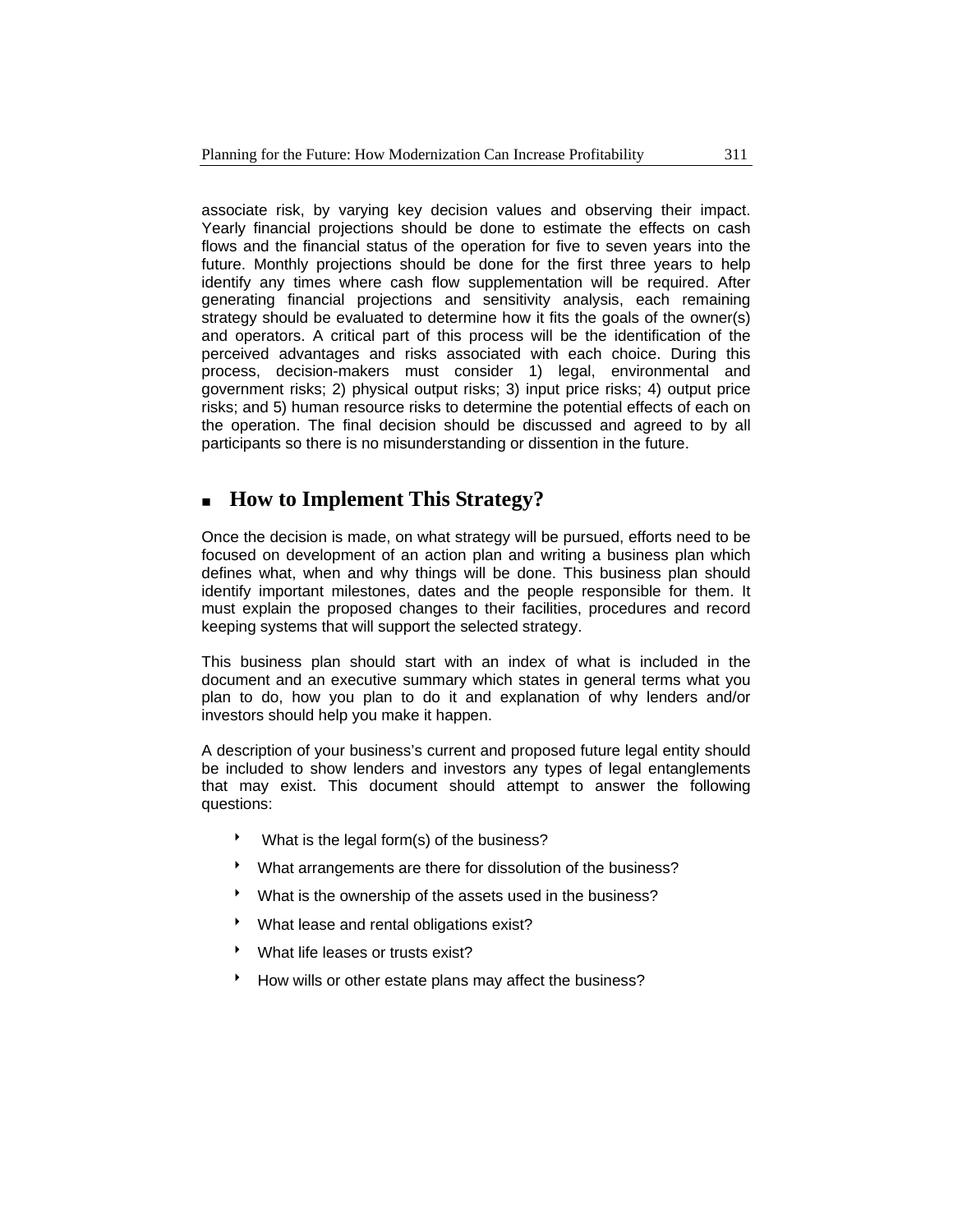associate risk, by varying key decision values and observing their impact. Yearly financial projections should be done to estimate the effects on cash flows and the financial status of the operation for five to seven years into the future. Monthly projections should be done for the first three years to help identify any times where cash flow supplementation will be required. After generating financial projections and sensitivity analysis, each remaining strategy should be evaluated to determine how it fits the goals of the owner(s) and operators. A critical part of this process will be the identification of the perceived advantages and risks associated with each choice. During this process, decision-makers must consider 1) legal, environmental and government risks; 2) physical output risks; 3) input price risks; 4) output price risks; and 5) human resource risks to determine the potential effects of each on the operation. The final decision should be discussed and agreed to by all participants so there is no misunderstanding or dissention in the future.

## How to Implement This Strategy?

Once the decision is made, on what strategy will be pursued, efforts need to be focused on development of an action plan and writing a business plan which defines what, when and why things will be done. This business plan should identify important milestones, dates and the people responsible for them. It must explain the proposed changes to their facilities, procedures and record keeping systems that will support the selected strategy.

This business plan should start with an index of what is included in the document and an executive summary which states in general terms what you plan to do, how you plan to do it and explanation of why lenders and/or investors should help you make it happen.

A description of your business's current and proposed future legal entity should be included to show lenders and investors any types of legal entanglements that may exist. This document should attempt to answer the following questions:

- What is the legal form(s) of the business?
- What arrangements are there for dissolution of the business?
- What is the ownership of the assets used in the business?
- What lease and rental obligations exist?
- What life leases or trusts exist?
- How wills or other estate plans may affect the business?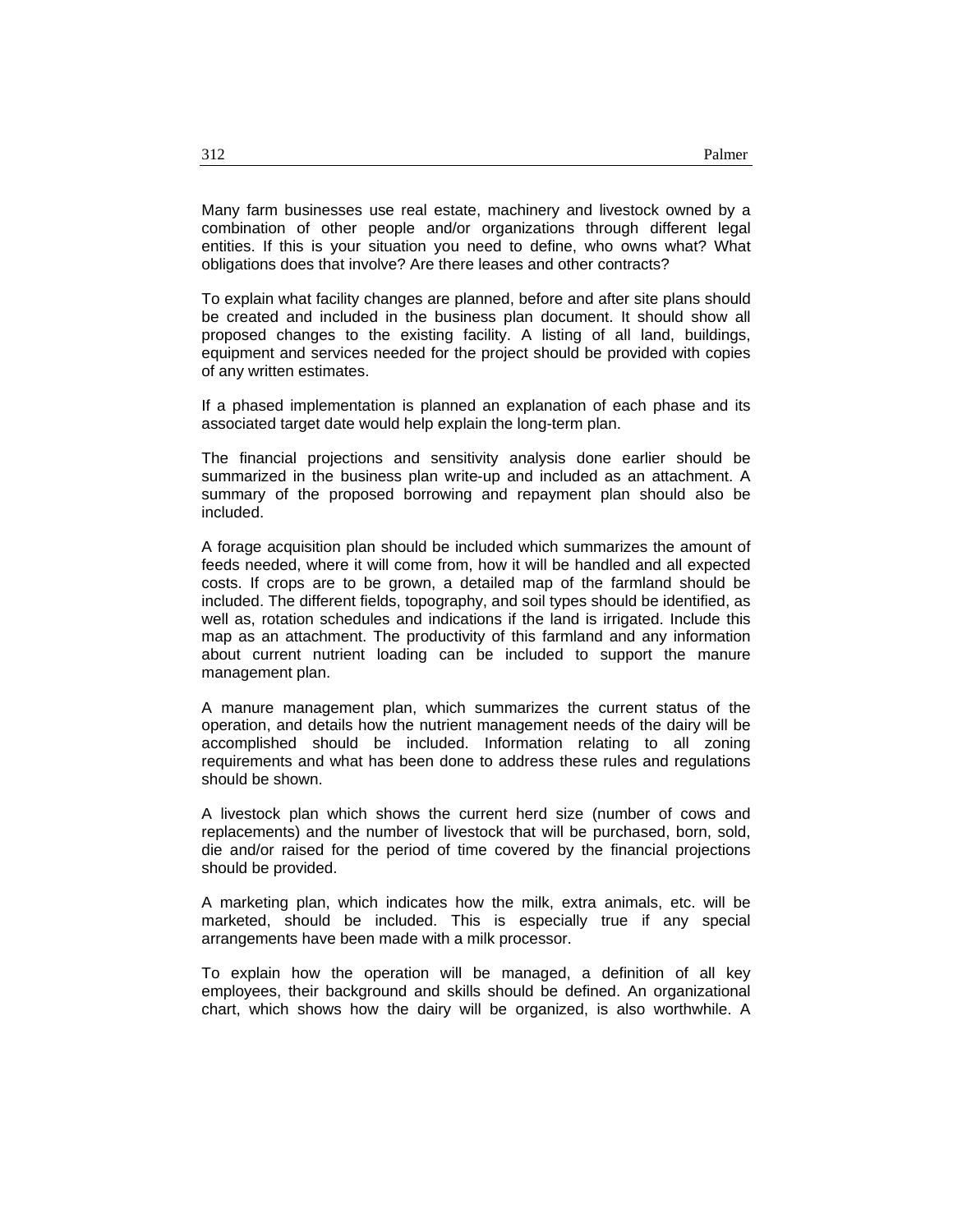Many farm businesses use real estate, machinery and livestock owned by a combination of other people and/or organizations through different legal entities. If this is your situation you need to define, who owns what? What obligations does that involve? Are there leases and other contracts?

To explain what facility changes are planned, before and after site plans should be created and included in the business plan document. It should show all proposed changes to the existing facility. A listing of all land, buildings, equipment and services needed for the project should be provided with copies of any written estimates.

If a phased implementation is planned an explanation of each phase and its associated target date would help explain the long-term plan.

The financial projections and sensitivity analysis done earlier should be summarized in the business plan write-up and included as an attachment. A summary of the proposed borrowing and repayment plan should also be included.

A forage acquisition plan should be included which summarizes the amount of feeds needed, where it will come from, how it will be handled and all expected costs. If crops are to be grown, a detailed map of the farmland should be included. The different fields, topography, and soil types should be identified, as well as, rotation schedules and indications if the land is irrigated. Include this map as an attachment. The productivity of this farmland and any information about current nutrient loading can be included to support the manure management plan.

A manure management plan, which summarizes the current status of the operation, and details how the nutrient management needs of the dairy will be accomplished should be included. Information relating to all zoning requirements and what has been done to address these rules and regulations should be shown.

A livestock plan which shows the current herd size (number of cows and replacements) and the number of livestock that will be purchased, born, sold, die and/or raised for the period of time covered by the financial projections should be provided.

A marketing plan, which indicates how the milk, extra animals, etc. will be marketed, should be included. This is especially true if any special arrangements have been made with a milk processor.

To explain how the operation will be managed, a definition of all key employees, their background and skills should be defined. An organizational chart, which shows how the dairy will be organized, is also worthwhile. A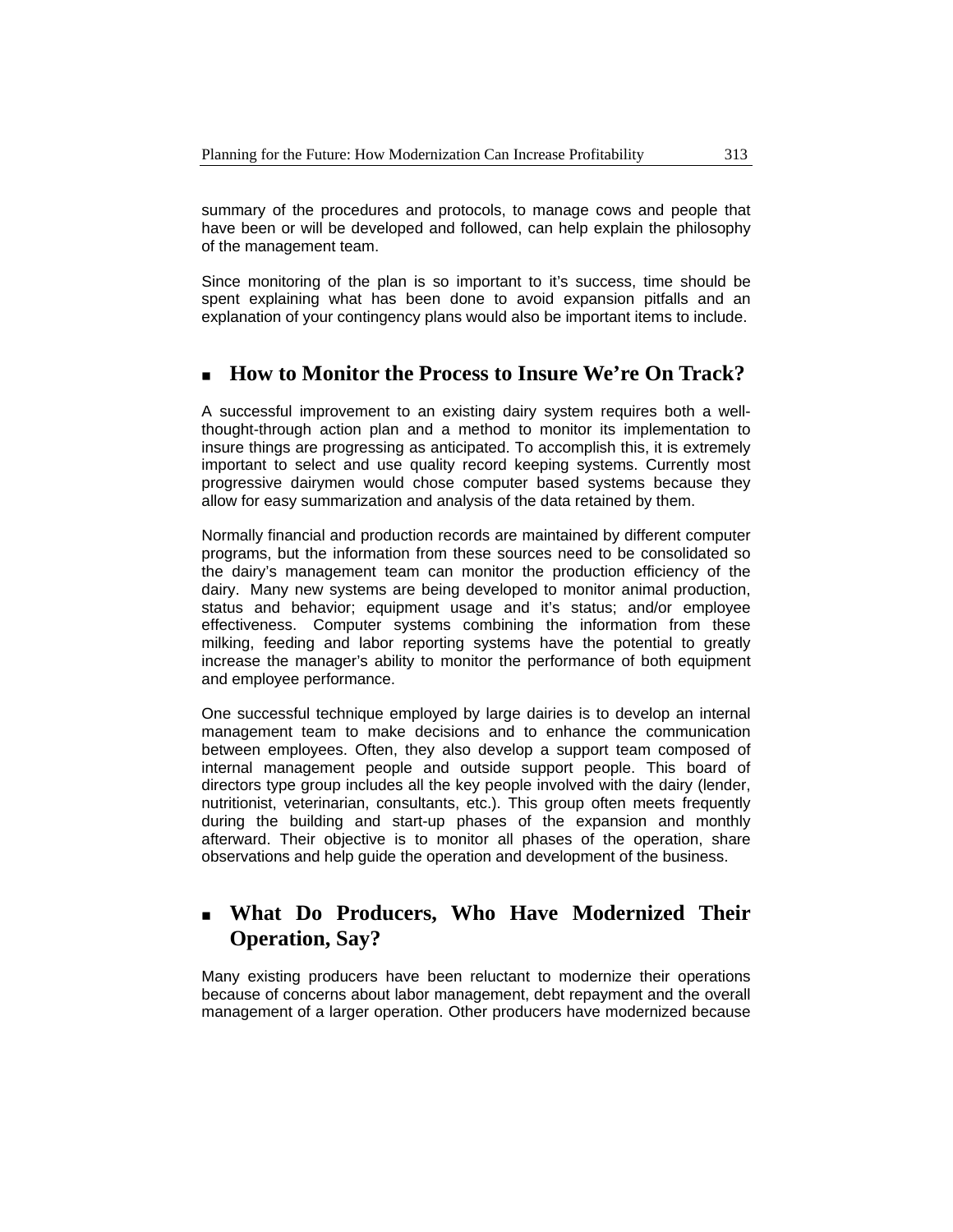summary of the procedures and protocols, to manage cows and people that have been or will be developed and followed, can help explain the philosophy of the management team.

Since monitoring of the plan is so important to it's success, time should be spent explaining what has been done to avoid expansion pitfalls and an explanation of your contingency plans would also be important items to include.

## How to Monitor the Process to Insure We're On Track?

A successful improvement to an existing dairy system requires both a well-thought-through action plan and a method to monitor its implementation to insure things are progressing as anticipated. To accomplish this, it is extremely important to select and use quality record keeping systems. Currently most progressive dairymen would chose computer based systems because they allow for easy summarization and analysis of the data retained by them.

Normally financial and production records are maintained by different computer programs, but the information from these sources need to be consolidated so the dairy's management team can monitor the production efficiency of the dairy. Many new systems are being developed to monitor animal production, status and behavior; equipment usage and it's status; and/or employee effectiveness. Computer systems combining the information from these milking, feeding and labor reporting systems have the potential to greatly increase the manager's ability to monitor the performance of both equipment and employee performance.

One successful technique employed by large dairies is to develop an internal management team to make decisions and to enhance the communication between employees. Often, they also develop a support team composed of internal management people and outside support people. This board of directors type group includes all the key people involved with the dairy (lender, nutritionist, veterinarian, consultants, etc.). This group often meets frequently during the building and start-up phases of the expansion and monthly afterward. Their objective is to monitor all phases of the operation, share observations and help guide the operation and development of the business.

## What Do Producers, Who Have Modernized Their Operation, Say?

Many existing producers have been reluctant to modernize their operations because of concerns about labor management, debt repayment and the overall management of a larger operation. Other producers have modernized because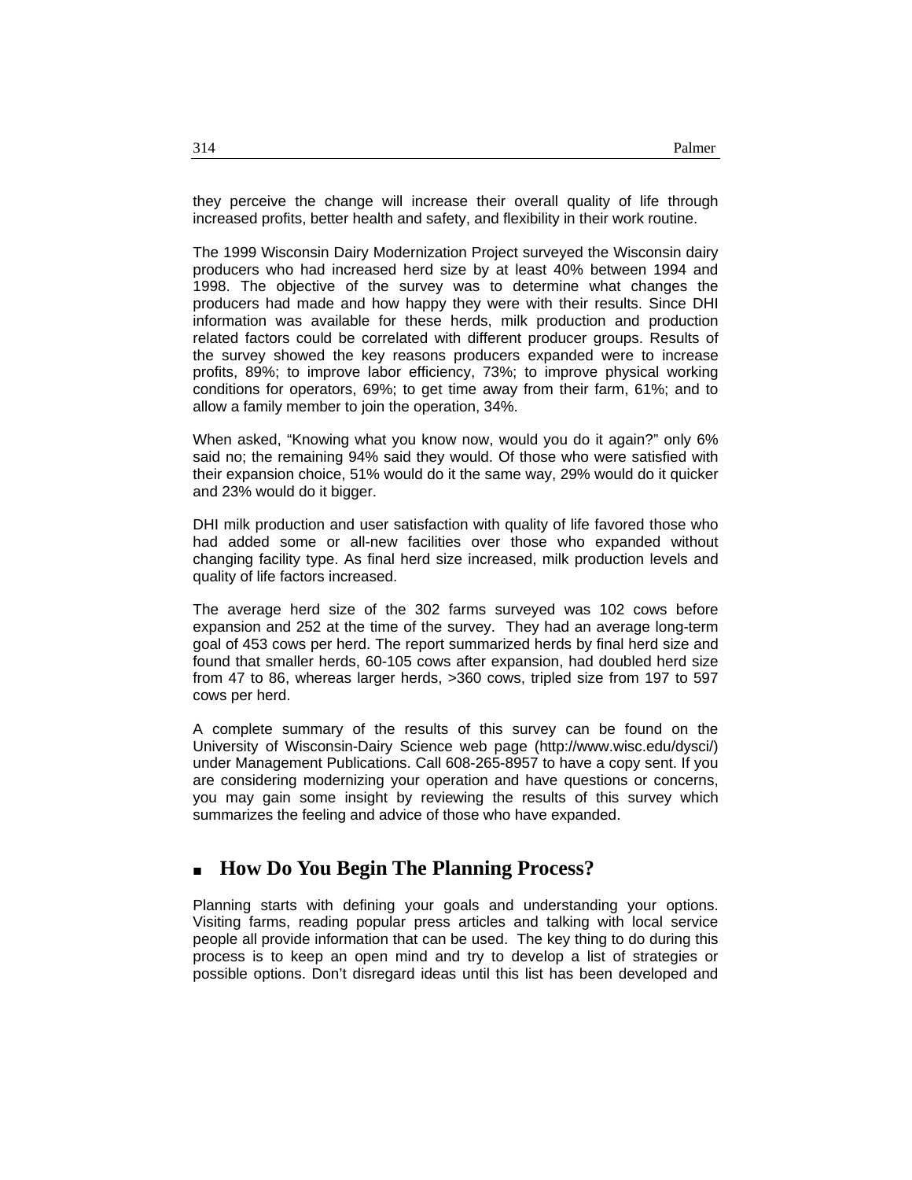they perceive the change will increase their overall quality of life through increased profits, better health and safety, and flexibility in their work routine.

The 1999 Wisconsin Dairy Modernization Project surveyed the Wisconsin dairy producers who had increased herd size by at least 40% between 1994 and 1998. The objective of the survey was to determine what changes the producers had made and how happy they were with their results. Since DHI information was available for these herds, milk production and production related factors could be correlated with different producer groups. Results of the survey showed the key reasons producers expanded were to increase profits, 89%; to improve labor efficiency, 73%; to improve physical working conditions for operators, 69%; to get time away from their farm, 61%; and to allow a family member to join the operation, 34%.

When asked, "Knowing what you know now, would you do it again?" only 6% said no; the remaining 94% said they would. Of those who were satisfied with their expansion choice, 51% would do it the same way, 29% would do it quicker and 23% would do it bigger.

DHI milk production and user satisfaction with quality of life favored those who had added some or all-new facilities over those who expanded without changing facility type. As final herd size increased, milk production levels and quality of life factors increased.

The average herd size of the 302 farms surveyed was 102 cows before expansion and 252 at the time of the survey. They had an average long-term goal of 453 cows per herd. The report summarized herds by final herd size and found that smaller herds, 60-105 cows after expansion, had doubled herd size from 47 to 86, whereas larger herds, >360 cows, tripled size from 197 to 597 cows per herd.

A complete summary of the results of this survey can be found on the University of Wisconsin-Dairy Science web page (http://www.wisc.edu/dysci/) under Management Publications. Call 608-265-8957 to have a copy sent. If you are considering modernizing your operation and have questions or concerns, you may gain some insight by reviewing the results of this survey which summarizes the feeling and advice of those who have expanded.

## How Do You Begin The Planning Process?

Planning starts with defining your goals and understanding your options. Visiting farms, reading popular press articles and talking with local service people all provide information that can be used. The key thing to do during this process is to keep an open mind and try to develop a list of strategies or possible options. Don't disregard ideas until this list has been developed and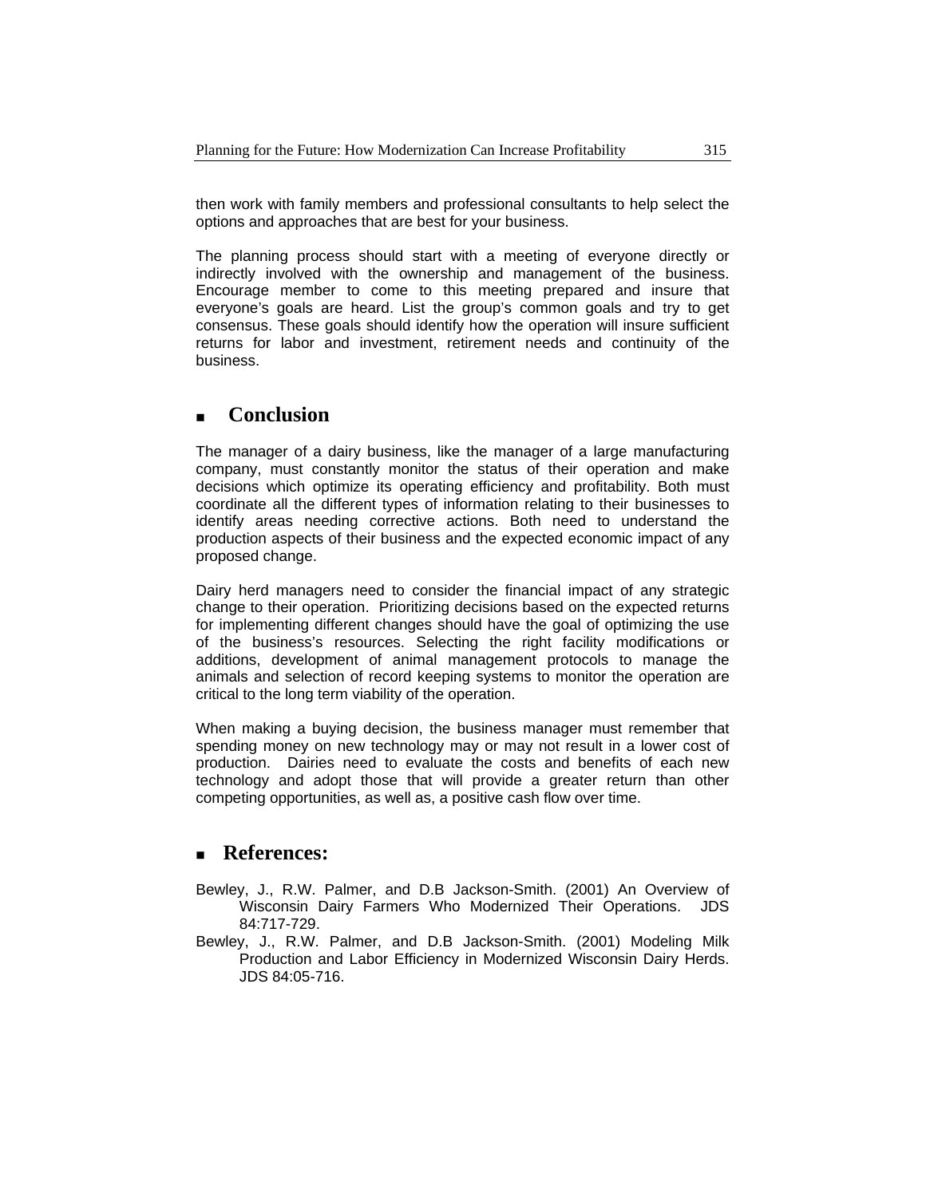then work with family members and professional consultants to help select the options and approaches that are best for your business.

The planning process should start with a meeting of everyone directly or indirectly involved with the ownership and management of the business. Encourage member to come to this meeting prepared and insure that everyone's goals are heard. List the group's common goals and try to get consensus. These goals should identify how the operation will insure sufficient returns for labor and investment, retirement needs and continuity of the business.

## Conclusion

The manager of a dairy business, like the manager of a large manufacturing company, must constantly monitor the status of their operation and make decisions which optimize its operating efficiency and profitability. Both must coordinate all the different types of information relating to their businesses to identify areas needing corrective actions. Both need to understand the production aspects of their business and the expected economic impact of any proposed change.

Dairy herd managers need to consider the financial impact of any strategic change to their operation. Prioritizing decisions based on the expected returns for implementing different changes should have the goal of optimizing the use of the business's resources. Selecting the right facility modifications or additions, development of animal management protocols to manage the animals and selection of record keeping systems to monitor the operation are critical to the long term viability of the operation.

When making a buying decision, the business manager must remember that spending money on new technology may or may not result in a lower cost of production. Dairies need to evaluate the costs and benefits of each new technology and adopt those that will provide a greater return than other competing opportunities, as well as, a positive cash flow over time.

## References:

Bewley, J., R.W. Palmer, and D.B Jackson-Smith. (2001) An Overview of Wisconsin Dairy Farmers Who Modernized Their Operations. JDS 84:717-729.

Bewley, J., R.W. Palmer, and D.B Jackson-Smith. (2001) Modeling Milk Production and Labor Efficiency in Modernized Wisconsin Dairy Herds. JDS 84:05-716.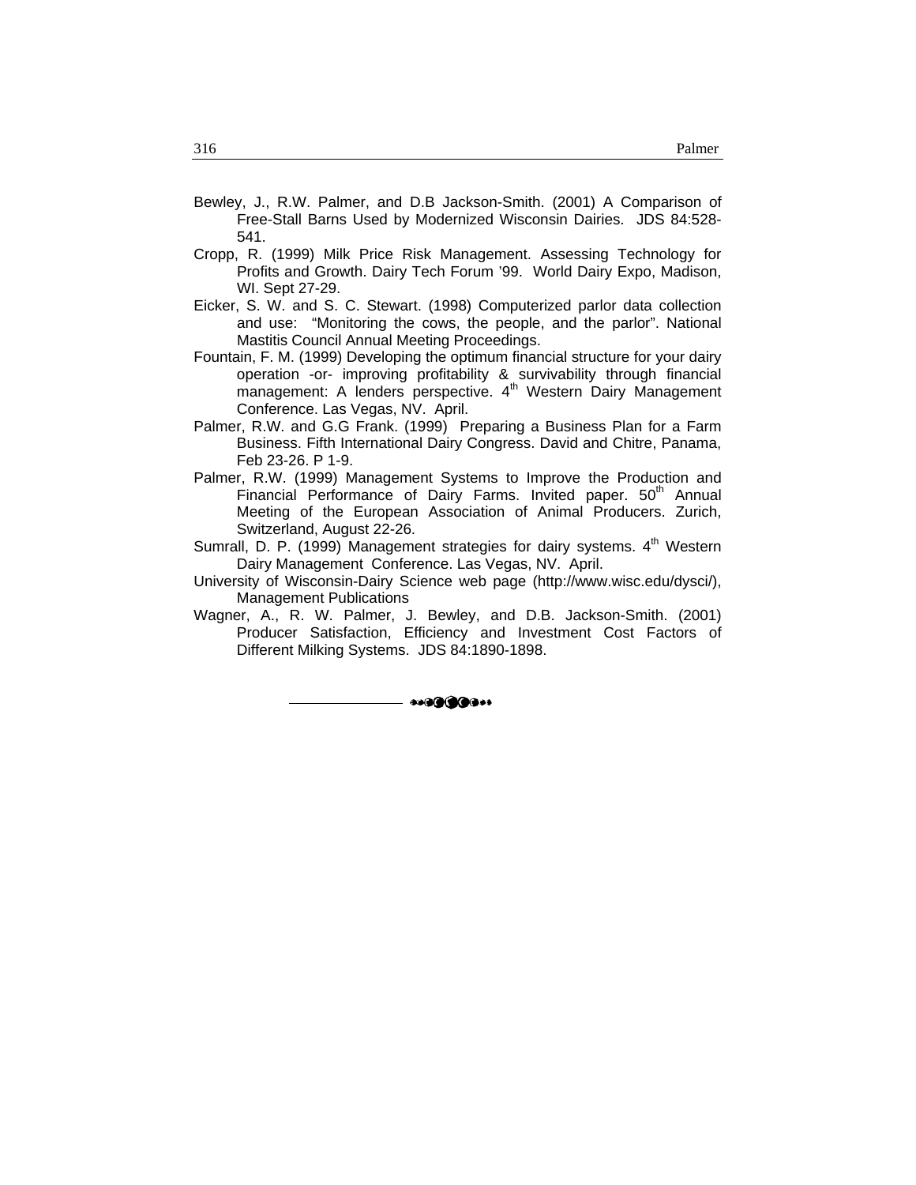Bewley, J., R.W. Palmer, and D.B Jackson-Smith. (2001) A Comparison of Free-Stall Barns Used by Modernized Wisconsin Dairies. JDS 84:528-541.

Cropp, R. (1999) Milk Price Risk Management. Assessing Technology for Profits and Growth. Dairy Tech Forum '99. World Dairy Expo, Madison, WI. Sept 27-29.

Eicker, S. W. and S. C. Stewart. (1998) Computerized parlor data collection and use: "Monitoring the cows, the people, and the parlor". National Mastitis Council Annual Meeting Proceedings.

Fountain, F. M. (1999) Developing the optimum financial structure for your dairy operation -or- improving profitability & survivability through financial management: A lenders perspective. 4th Western Dairy Management Conference. Las Vegas, NV. April.

Palmer, R.W. and G.G Frank. (1999) Preparing a Business Plan for a Farm Business. Fifth International Dairy Congress. David and Chitre, Panama, Feb 23-26. P 1-9.

Palmer, R.W. (1999) Management Systems to Improve the Production and Financial Performance of Dairy Farms. Invited paper. 50th Annual Meeting of the European Association of Animal Producers. Zurich, Switzerland, August 22-26.

Sumrall, D. P. (1999) Management strategies for dairy systems. 4th Western Dairy Management Conference. Las Vegas, NV. April.

University of Wisconsin-Dairy Science web page (http://www.wisc.edu/dysci/), Management Publications

Wagner, A., R. W. Palmer, J. Bewley, and D.B. Jackson-Smith. (2001) Producer Satisfaction, Efficiency and Investment Cost Factors of Different Milking Systems. JDS 84:1890-1898.